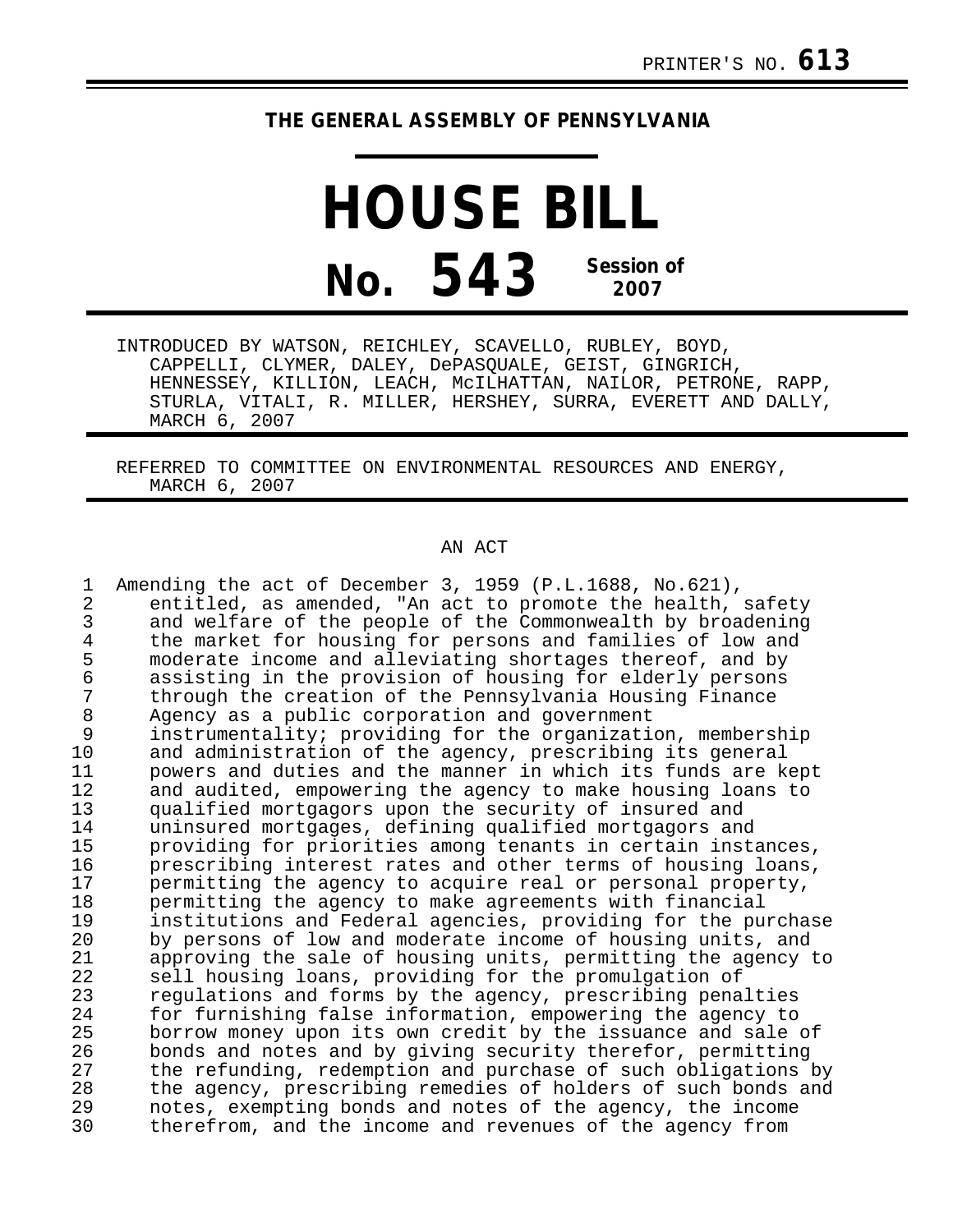PRINTER'S NO. **613**

**THE GENERAL ASSEMBLY OF PENNSYLVANIA**

# HOUSE BILL

# No. 543 Session of 2007

INTRODUCED BY WATSON, REICHLEY, SCAVELLO, RUBLEY, BOYD, CAPPELLI, CLYMER, DALEY, DePASQUALE, GEIST, GINGRICH, HENNESSEY, KILLION, LEACH, McILHATTAN, NAILOR, PETRONE, RAPP, STURLA, VITALI, R. MILLER, HERSHEY, SURRA, EVERETT AND DALLY, MARCH 6, 2007

REFERRED TO COMMITTEE ON ENVIRONMENTAL RESOURCES AND ENERGY, MARCH 6, 2007

AN ACT

1 Amending the act of December 3, 1959 (P.L.1688, No.621),
2 entitled, as amended, "An act to promote the health, safety
3 and welfare of the people of the Commonwealth by broadening
4 the market for housing for persons and families of low and
5 moderate income and alleviating shortages thereof, and by
6 assisting in the provision of housing for elderly persons
7 through the creation of the Pennsylvania Housing Finance
8 Agency as a public corporation and government
9 instrumentality; providing for the organization, membership
10 and administration of the agency, prescribing its general
11 powers and duties and the manner in which its funds are kept
12 and audited, empowering the agency to make housing loans to
13 qualified mortgagors upon the security of insured and
14 uninsured mortgages, defining qualified mortgagors and
15 providing for priorities among tenants in certain instances,
16 prescribing interest rates and other terms of housing loans,
17 permitting the agency to acquire real or personal property,
18 permitting the agency to make agreements with financial
19 institutions and Federal agencies, providing for the purchase
20 by persons of low and moderate income of housing units, and
21 approving the sale of housing units, permitting the agency to
22 sell housing loans, providing for the promulgation of
23 regulations and forms by the agency, prescribing penalties
24 for furnishing false information, empowering the agency to
25 borrow money upon its own credit by the issuance and sale of
26 bonds and notes and by giving security therefor, permitting
27 the refunding, redemption and purchase of such obligations by
28 the agency, prescribing remedies of holders of such bonds and
29 notes, exempting bonds and notes of the agency, the income
30 therefrom, and the income and revenues of the agency from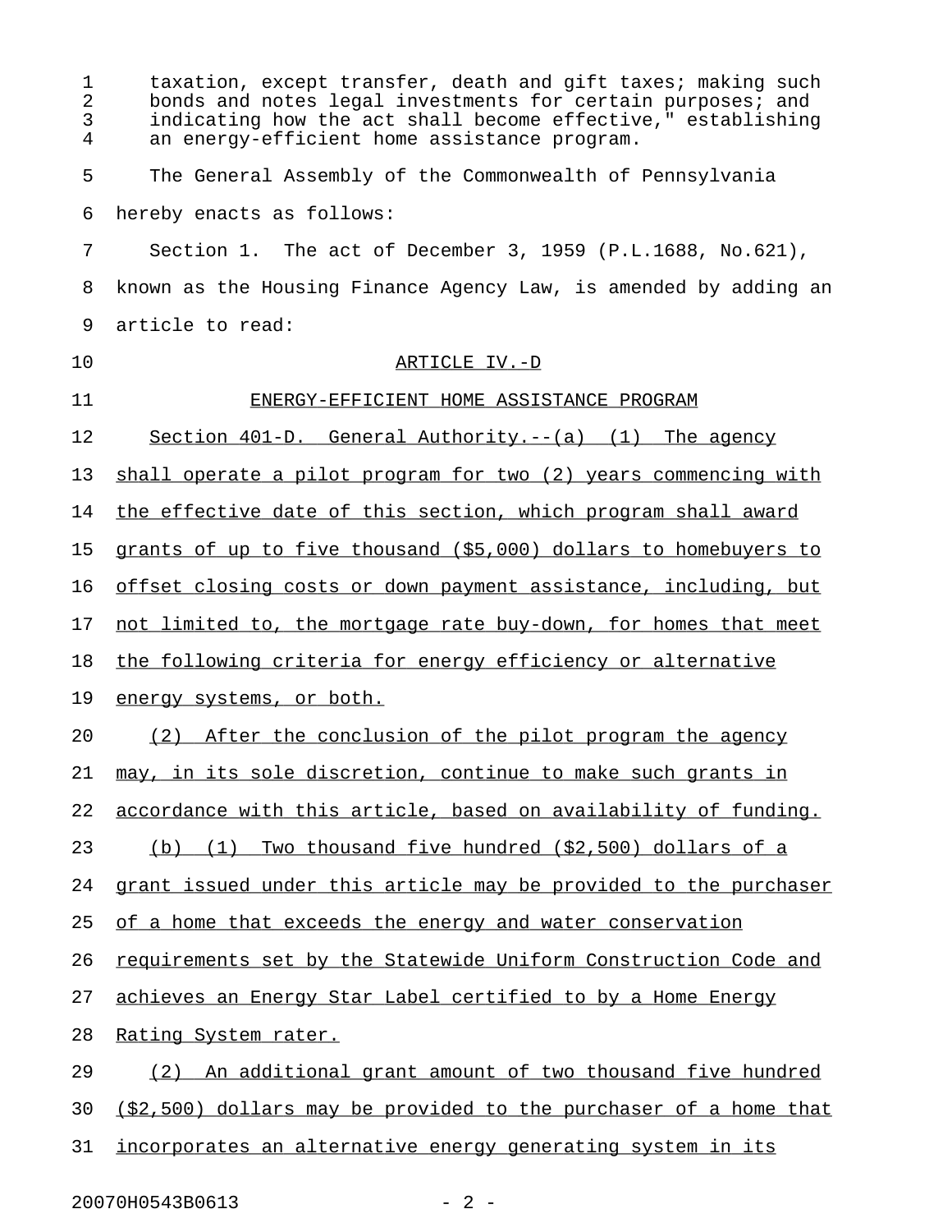taxation, except transfer, death and gift taxes; making such bonds and notes legal investments for certain purposes; and indicating how the act shall become effective," establishing an energy-efficient home assistance program.

The General Assembly of the Commonwealth of Pennsylvania hereby enacts as follows:

Section 1. The act of December 3, 1959 (P.L.1688, No.621), known as the Housing Finance Agency Law, is amended by adding an article to read:

ARTICLE IV.-D

ENERGY-EFFICIENT HOME ASSISTANCE PROGRAM

Section 401-D. General Authority.--(a) (1) The agency shall operate a pilot program for two (2) years commencing with the effective date of this section, which program shall award grants of up to five thousand ($5,000) dollars to homebuyers to offset closing costs or down payment assistance, including, but not limited to, the mortgage rate buy-down, for homes that meet the following criteria for energy efficiency or alternative energy systems, or both.

(2) After the conclusion of the pilot program the agency may, in its sole discretion, continue to make such grants in accordance with this article, based on availability of funding.

(b) (1) Two thousand five hundred ($2,500) dollars of a grant issued under this article may be provided to the purchaser of a home that exceeds the energy and water conservation requirements set by the Statewide Uniform Construction Code and achieves an Energy Star Label certified to by a Home Energy Rating System rater.

(2) An additional grant amount of two thousand five hundred ($2,500) dollars may be provided to the purchaser of a home that incorporates an alternative energy generating system in its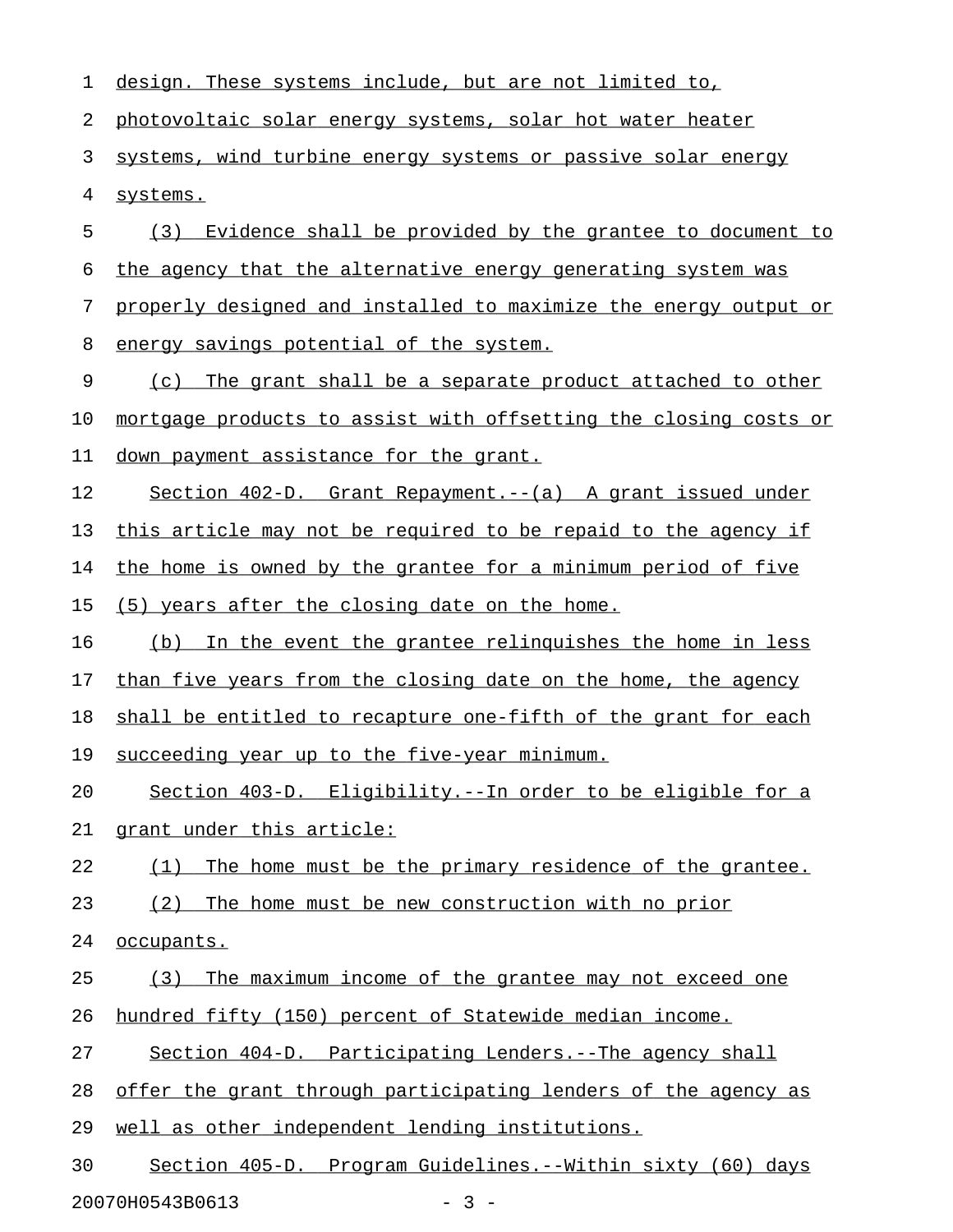design. These systems include, but are not limited to, photovoltaic solar energy systems, solar hot water heater systems, wind turbine energy systems or passive solar energy systems.

(3) Evidence shall be provided by the grantee to document to the agency that the alternative energy generating system was properly designed and installed to maximize the energy output or energy savings potential of the system.

(c) The grant shall be a separate product attached to other mortgage products to assist with offsetting the closing costs or down payment assistance for the grant.

Section 402-D. Grant Repayment.--(a) A grant issued under this article may not be required to be repaid to the agency if the home is owned by the grantee for a minimum period of five (5) years after the closing date on the home.

(b) In the event the grantee relinquishes the home in less than five years from the closing date on the home, the agency shall be entitled to recapture one-fifth of the grant for each succeeding year up to the five-year minimum.

Section 403-D. Eligibility.--In order to be eligible for a grant under this article:

(1) The home must be the primary residence of the grantee.

(2) The home must be new construction with no prior occupants.

(3) The maximum income of the grantee may not exceed one hundred fifty (150) percent of Statewide median income.

Section 404-D. Participating Lenders.--The agency shall offer the grant through participating lenders of the agency as well as other independent lending institutions.

Section 405-D. Program Guidelines.--Within sixty (60) days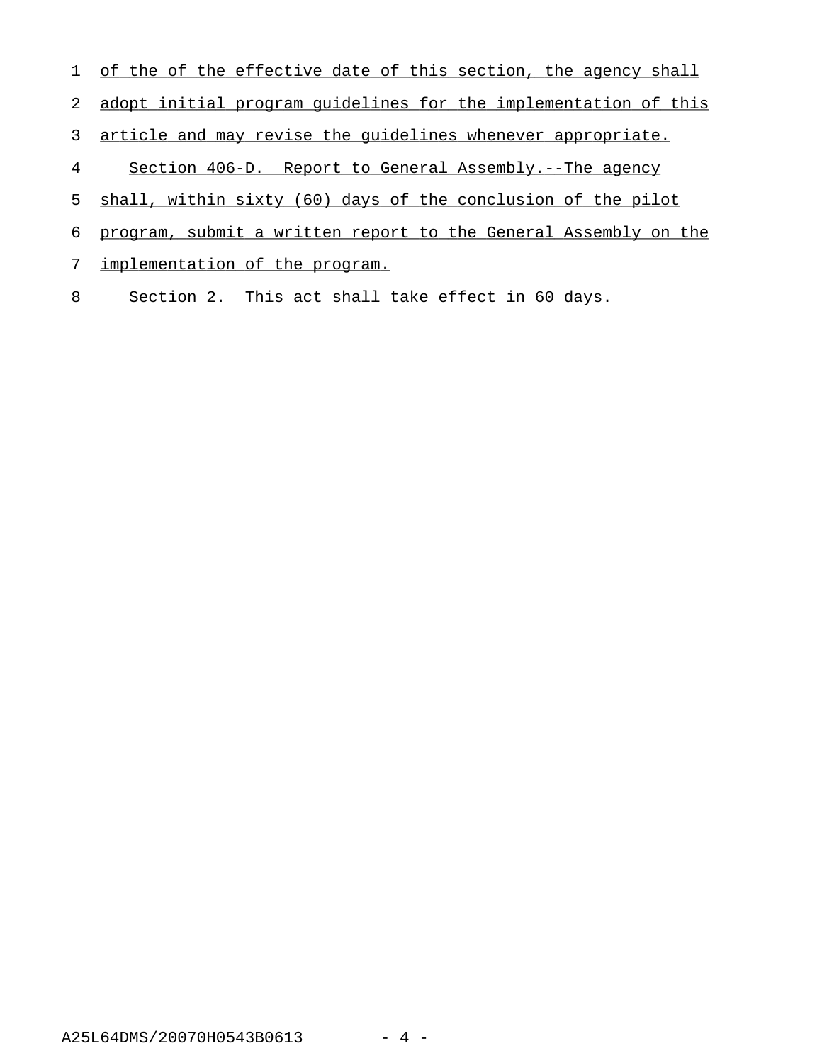of the of the effective date of this section, the agency shall adopt initial program guidelines for the implementation of this article and may revise the guidelines whenever appropriate.

Section 406-D. Report to General Assembly.--The agency shall, within sixty (60) days of the conclusion of the pilot program, submit a written report to the General Assembly on the implementation of the program.

Section 2. This act shall take effect in 60 days.